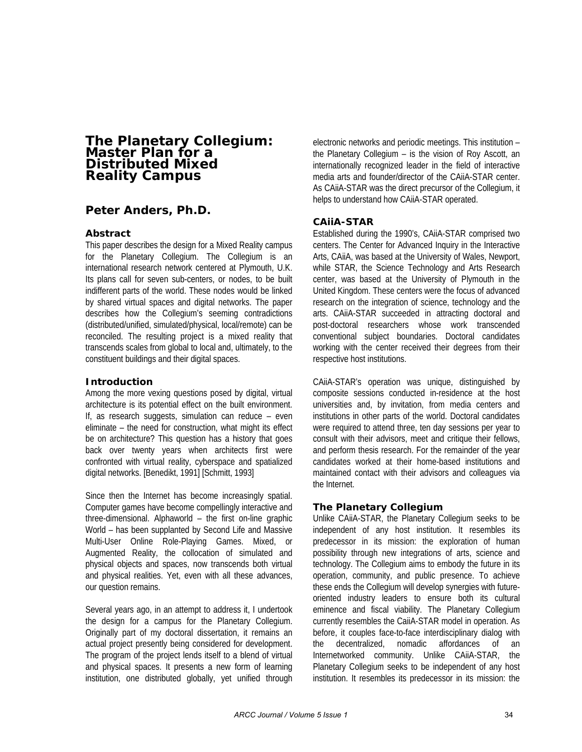# The Planetary Collegium: Master Plan for a Distributed Mixed Reality Campus

## Peter Anders, Ph.D.

### Abstract

This paper describes the design for a Mixed Reality campus for the Planetary Collegium. The Collegium is an international research network centered at Plymouth, U.K. Its plans call for seven sub-centers, or nodes, to be built indifferent parts of the world. These nodes would be linked by shared virtual spaces and digital networks. The paper describes how the Collegium's seeming contradictions (distributed/unified, simulated/physical, local/remote) can be reconciled. The resulting project is a mixed reality that transcends scales from global to local and, ultimately, to the constituent buildings and their digital spaces.

### Introduction

Among the more vexing questions posed by digital, virtual architecture is its potential effect on the built environment. If, as research suggests, simulation can reduce – even eliminate – the need for construction, what might its effect be on architecture? This question has a history that goes back over twenty years when architects first were confronted with virtual reality, cyberspace and spatialized digital networks. [Benedikt, 1991] [Schmitt, 1993]

Since then the Internet has become increasingly spatial. Computer games have become compellingly interactive and three-dimensional. Alphaworld – the first on-line graphic World – has been supplanted by Second Life and Massive Multi-User Online Role-Playing Games. Mixed, or Augmented Reality, the collocation of simulated and physical objects and spaces, now transcends both virtual and physical realities. Yet, even with all these advances, our question remains.

Several years ago, in an attempt to address it, I undertook the design for a campus for the Planetary Collegium. Originally part of my doctoral dissertation, it remains an actual project presently being considered for development. The program of the project lends itself to a blend of virtual and physical spaces. It presents a new form of learning institution, one distributed globally, yet unified through electronic networks and periodic meetings. This institution – the Planetary Collegium – is the vision of Roy Ascott, an internationally recognized leader in the field of interactive media arts and founder/director of the CAiiA-STAR center. As CAiiA-STAR was the direct precursor of the Collegium, it helps to understand how CAiiA-STAR operated.

### CAiiA-STAR

Established during the 1990's, CAiiA-STAR comprised two centers. The Center for Advanced Inquiry in the Interactive Arts, CAiiA, was based at the University of Wales, Newport, while STAR, the Science Technology and Arts Research center, was based at the University of Plymouth in the United Kingdom. These centers were the focus of advanced research on the integration of science, technology and the arts. CAiiA-STAR succeeded in attracting doctoral and post-doctoral researchers whose work transcended conventional subject boundaries. Doctoral candidates working with the center received their degrees from their respective host institutions.

CAiiA-STAR's operation was unique, distinguished by composite sessions conducted in-residence at the host universities and, by invitation, from media centers and institutions in other parts of the world. Doctoral candidates were required to attend three, ten day sessions per year to consult with their advisors, meet and critique their fellows, and perform thesis research. For the remainder of the year candidates worked at their home-based institutions and maintained contact with their advisors and colleagues via the Internet.

### The Planetary Collegium

Unlike CAiiA-STAR, the Planetary Collegium seeks to be independent of any host institution. It resembles its predecessor in its mission: the exploration of human possibility through new integrations of arts, science and technology. The Collegium aims to embody the future in its operation, community, and public presence. To achieve these ends the Collegium will develop synergies with future-oriented industry leaders to ensure both its cultural eminence and fiscal viability. The Planetary Collegium currently resembles the CaiiA-STAR model in operation. As before, it couples face-to-face interdisciplinary dialog with the decentralized, nomadic affordances of an Internetworked community. Unlike CAiiA-STAR, the Planetary Collegium seeks to be independent of any host institution. It resembles its predecessor in its mission: the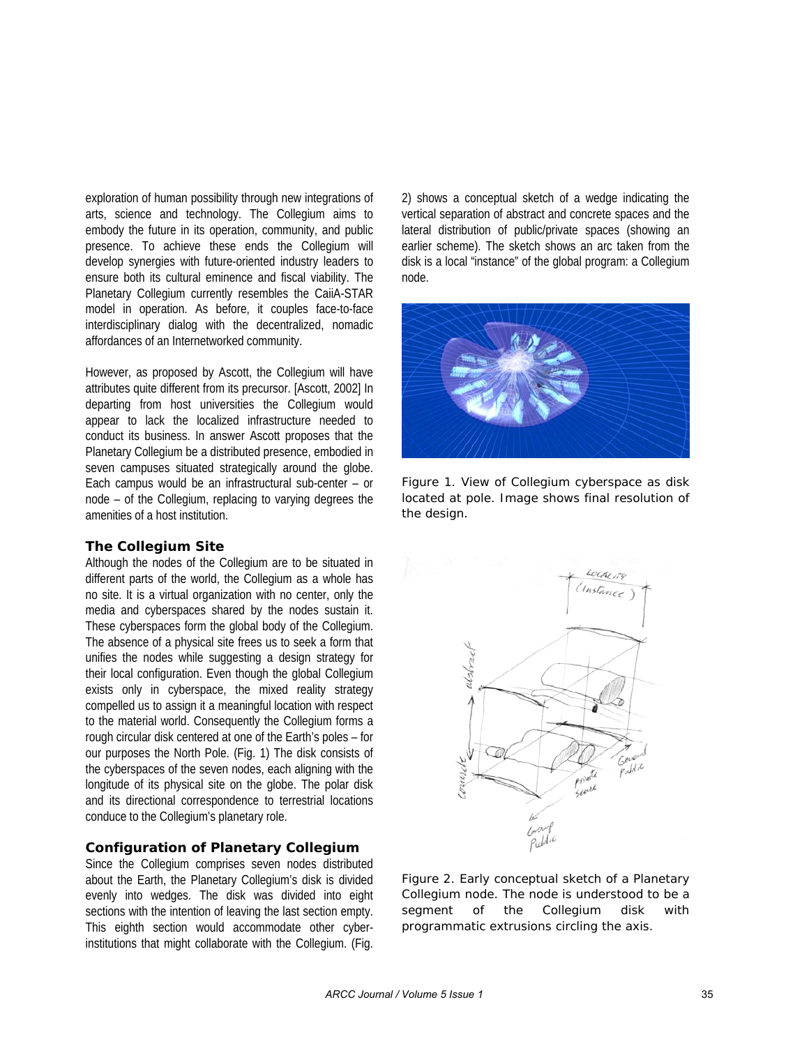exploration of human possibility through new integrations of arts, science and technology. The Collegium aims to embody the future in its operation, community, and public presence. To achieve these ends the Collegium will develop synergies with future-oriented industry leaders to ensure both its cultural eminence and fiscal viability. The Planetary Collegium currently resembles the CaiiA-STAR model in operation. As before, it couples face-to-face interdisciplinary dialog with the decentralized, nomadic affordances of an Internetworked community.

However, as proposed by Ascott, the Collegium will have attributes quite different from its precursor. [Ascott, 2002] In departing from host universities the Collegium would appear to lack the localized infrastructure needed to conduct its business. In answer Ascott proposes that the Planetary Collegium be a distributed presence, embodied in seven campuses situated strategically around the globe. Each campus would be an infrastructural sub-center – or node – of the Collegium, replacing to varying degrees the amenities of a host institution.

### The Collegium Site

Although the nodes of the Collegium are to be situated in different parts of the world, the Collegium as a whole has no site. It is a virtual organization with no center, only the media and cyberspaces shared by the nodes sustain it. These cyberspaces form the global body of the Collegium. The absence of a physical site frees us to seek a form that unifies the nodes while suggesting a design strategy for their local configuration. Even though the global Collegium exists only in cyberspace, the mixed reality strategy compelled us to assign it a meaningful location with respect to the material world. Consequently the Collegium forms a rough circular disk centered at one of the Earth's poles – for our purposes the North Pole. (Fig. 1) The disk consists of the cyberspaces of the seven nodes, each aligning with the longitude of its physical site on the globe. The polar disk and its directional correspondence to terrestrial locations conduce to the Collegium's planetary role.

### Configuration of Planetary Collegium

Since the Collegium comprises seven nodes distributed about the Earth, the Planetary Collegium's disk is divided evenly into wedges. The disk was divided into eight sections with the intention of leaving the last section empty. This eighth section would accommodate other cyber-institutions that might collaborate with the Collegium. (Fig. 2) shows a conceptual sketch of a wedge indicating the vertical separation of abstract and concrete spaces and the lateral distribution of public/private spaces (showing an earlier scheme). The sketch shows an arc taken from the disk is a local "instance" of the global program: a Collegium node.

Figure 1. View of Collegium cyberspace as disk located at pole. Image shows final resolution of the design.

Figure 2. Early conceptual sketch of a Planetary Collegium node. The node is understood to be a segment of the Collegium disk with programmatic extrusions circling the axis.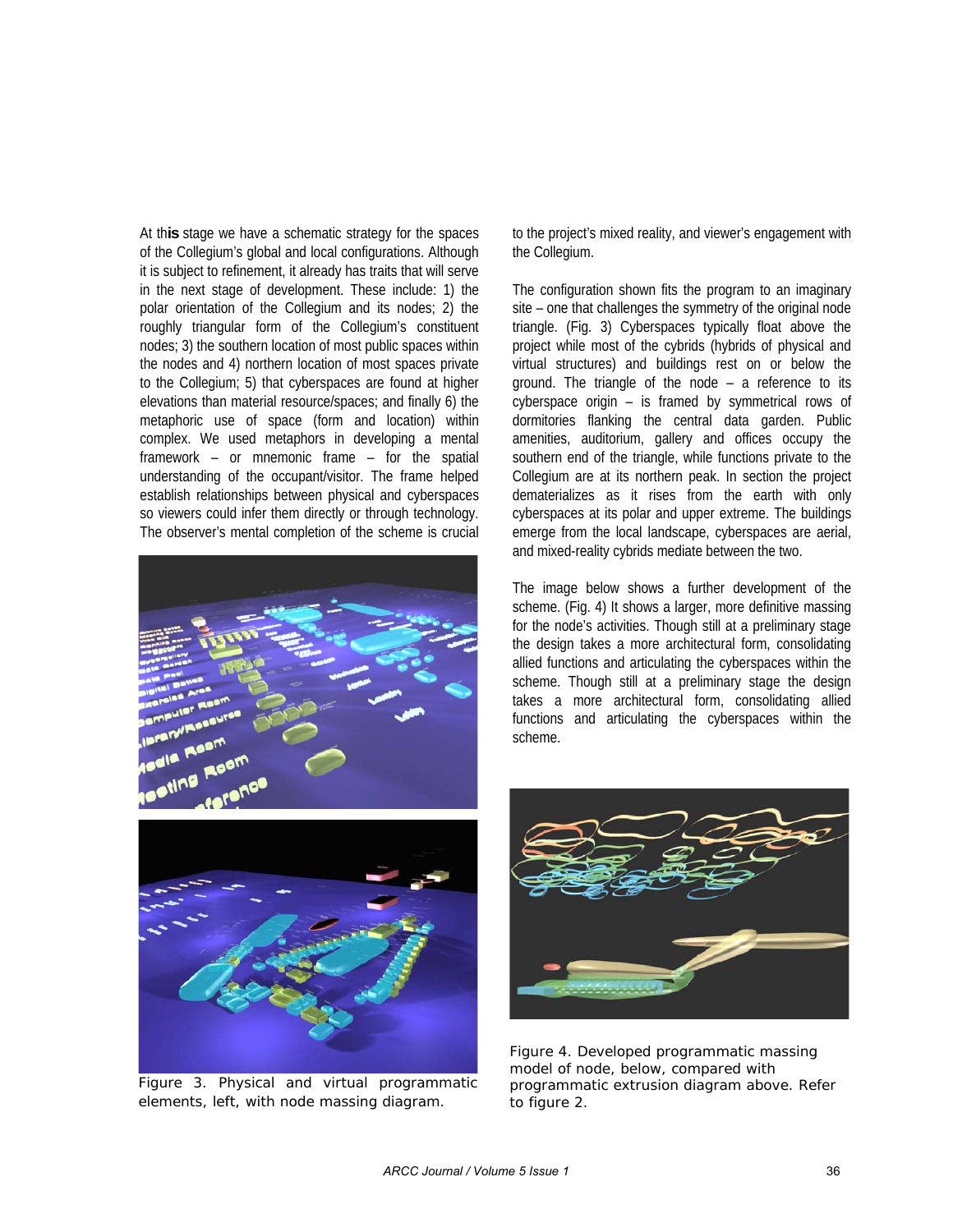At th**is** stage we have a schematic strategy for the spaces of the Collegium's global and local configurations. Although it is subject to refinement, it already has traits that will serve in the next stage of development. These include: 1) the polar orientation of the Collegium and its nodes; 2) the roughly triangular form of the Collegium's constituent nodes; 3) the southern location of most public spaces within the nodes and 4) northern location of most spaces private to the Collegium; 5) that cyberspaces are found at higher elevations than material resource/spaces; and finally 6) the metaphoric use of space (form and location) within complex. We used metaphors in developing a mental framework – or mnemonic frame – for the spatial understanding of the occupant/visitor. The frame helped establish relationships between physical and cyberspaces so viewers could infer them directly or through technology. The observer's mental completion of the scheme is crucial to the project's mixed reality, and viewer's engagement with the Collegium.

Figure 3. Physical and virtual programmatic elements, left, with node massing diagram.

The configuration shown fits the program to an imaginary site – one that challenges the symmetry of the original node triangle. (Fig. 3) Cyberspaces typically float above the project while most of the cybrids (hybrids of physical and virtual structures) and buildings rest on or below the ground. The triangle of the node – a reference to its cyberspace origin – is framed by symmetrical rows of dormitories flanking the central data garden. Public amenities, auditorium, gallery and offices occupy the southern end of the triangle, while functions private to the Collegium are at its northern peak. In section the project dematerializes as it rises from the earth with only cyberspaces at its polar and upper extreme. The buildings emerge from the local landscape, cyberspaces are aerial, and mixed-reality cybrids mediate between the two.

The image below shows a further development of the scheme. (Fig. 4) It shows a larger, more definitive massing for the node's activities. Though still at a preliminary stage the design takes a more architectural form, consolidating allied functions and articulating the cyberspaces within the scheme. Though still at a preliminary stage the design takes a more architectural form, consolidating allied functions and articulating the cyberspaces within the scheme.

Figure 4. Developed programmatic massing model of node, below, compared with programmatic extrusion diagram above. Refer to figure 2.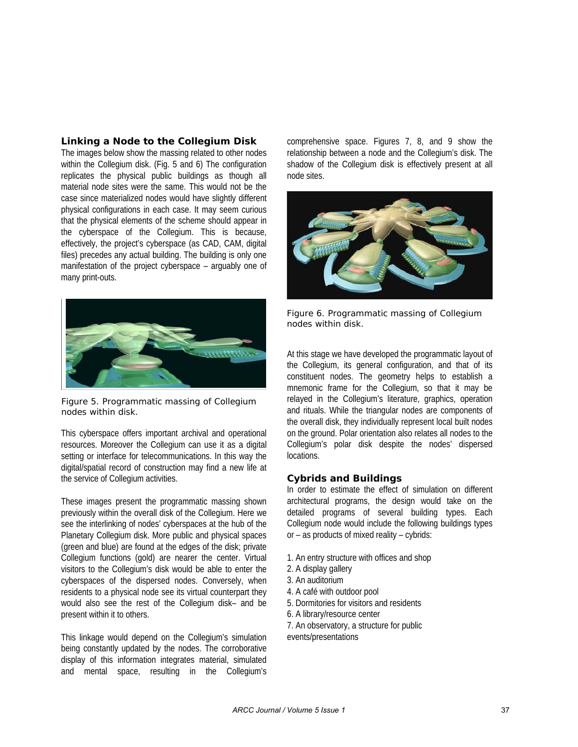### Linking a Node to the Collegium Disk

The images below show the massing related to other nodes within the Collegium disk. (Fig. 5 and 6) The configuration replicates the physical public buildings as though all material node sites were the same. This would not be the case since materialized nodes would have slightly different physical configurations in each case. It may seem curious that the physical elements of the scheme should appear in the cyberspace of the Collegium. This is because, effectively, the project's cyberspace (as CAD, CAM, digital files) precedes any actual building. The building is only one manifestation of the project cyberspace – arguably one of many print-outs.

Figure 5. Programmatic massing of Collegium nodes within disk.

This cyberspace offers important archival and operational resources. Moreover the Collegium can use it as a digital setting or interface for telecommunications. In this way the digital/spatial record of construction may find a new life at the service of Collegium activities.

These images present the programmatic massing shown previously within the overall disk of the Collegium. Here we see the interlinking of nodes' cyberspaces at the hub of the Planetary Collegium disk. More public and physical spaces (green and blue) are found at the edges of the disk; private Collegium functions (gold) are nearer the center. Virtual visitors to the Collegium's disk would be able to enter the cyberspaces of the dispersed nodes. Conversely, when residents to a physical node see its virtual counterpart they would also see the rest of the Collegium disk– and be present within it to others.

This linkage would depend on the Collegium's simulation being constantly updated by the nodes. The corroborative display of this information integrates material, simulated and mental space, resulting in the Collegium's comprehensive space. Figures 7, 8, and 9 show the relationship between a node and the Collegium's disk. The shadow of the Collegium disk is effectively present at all node sites.

Figure 6. Programmatic massing of Collegium nodes within disk.

At this stage we have developed the programmatic layout of the Collegium, its general configuration, and that of its constituent nodes. The geometry helps to establish a mnemonic frame for the Collegium, so that it may be relayed in the Collegium's literature, graphics, operation and rituals. While the triangular nodes are components of the overall disk, they individually represent local built nodes on the ground. Polar orientation also relates all nodes to the Collegium's polar disk despite the nodes' dispersed locations.

### Cybrids and Buildings

In order to estimate the effect of simulation on different architectural programs, the design would take on the detailed programs of several building types. Each Collegium node would include the following buildings types or – as products of mixed reality – cybrids:

1. An entry structure with offices and shop
2. A display gallery
3. An auditorium
4. A café with outdoor pool
5. Dormitories for visitors and residents
6. A library/resource center
7. An observatory, a structure for public events/presentations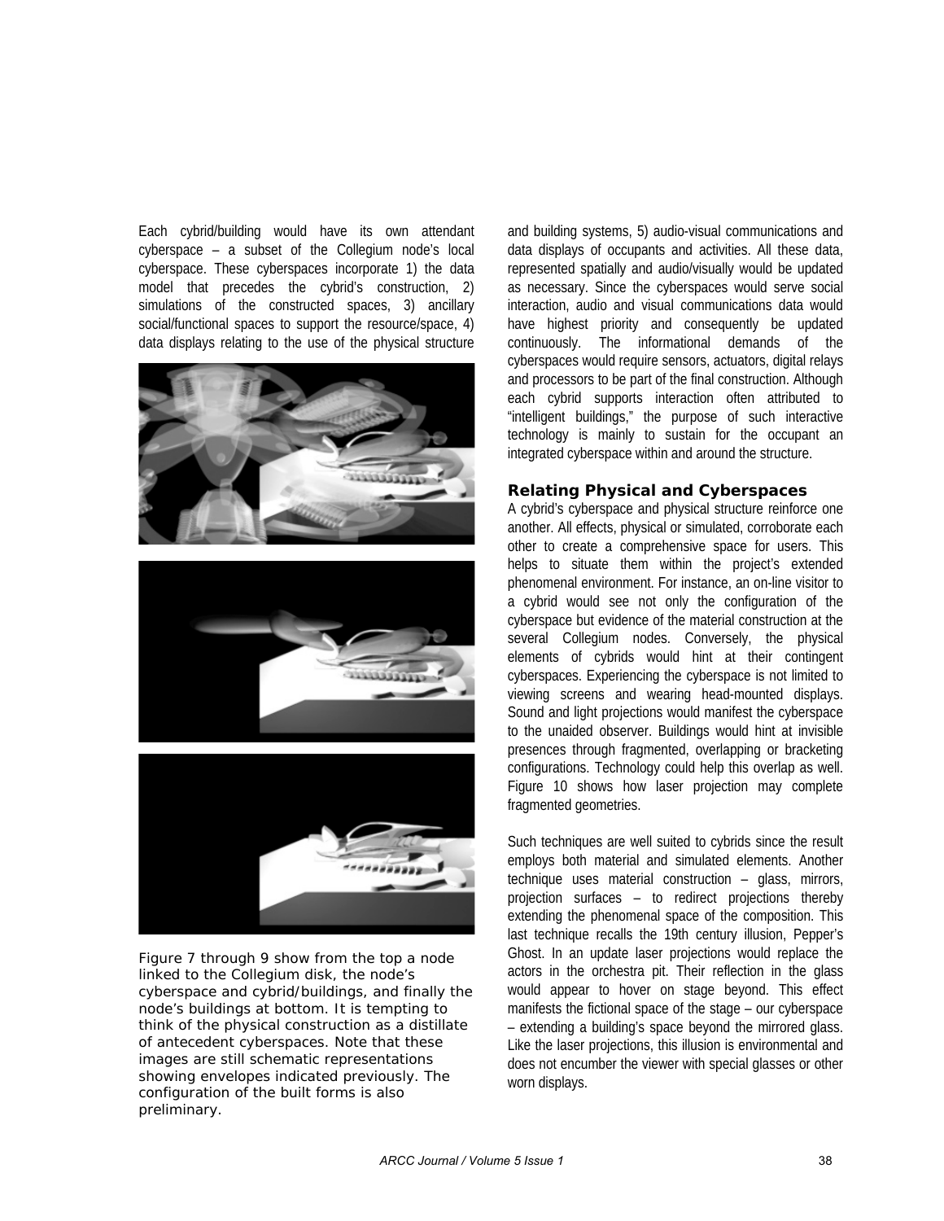Each cybrid/building would have its own attendant cyberspace – a subset of the Collegium node's local cyberspace. These cyberspaces incorporate 1) the data model that precedes the cybrid's construction, 2) simulations of the constructed spaces, 3) ancillary social/functional spaces to support the resource/space, 4) data displays relating to the use of the physical structure and building systems, 5) audio-visual communications and data displays of occupants and activities. All these data, represented spatially and audio/visually would be updated as necessary. Since the cyberspaces would serve social interaction, audio and visual communications data would have highest priority and consequently be updated continuously. The informational demands of the cyberspaces would require sensors, actuators, digital relays and processors to be part of the final construction. Although each cybrid supports interaction often attributed to "intelligent buildings," the purpose of such interactive technology is mainly to sustain for the occupant an integrated cyberspace within and around the structure.

Figure 7 through 9 show from the top a node linked to the Collegium disk, the node's cyberspace and cybrid/buildings, and finally the node's buildings at bottom. It is tempting to think of the physical construction as a distillate of antecedent cyberspaces. Note that these images are still schematic representations showing envelopes indicated previously. The configuration of the built forms is also preliminary.

### Relating Physical and Cyberspaces

A cybrid's cyberspace and physical structure reinforce one another. All effects, physical or simulated, corroborate each other to create a comprehensive space for users. This helps to situate them within the project's extended phenomenal environment. For instance, an on-line visitor to a cybrid would see not only the configuration of the cyberspace but evidence of the material construction at the several Collegium nodes. Conversely, the physical elements of cybrids would hint at their contingent cyberspaces. Experiencing the cyberspace is not limited to viewing screens and wearing head-mounted displays. Sound and light projections would manifest the cyberspace to the unaided observer. Buildings would hint at invisible presences through fragmented, overlapping or bracketing configurations. Technology could help this overlap as well. Figure 10 shows how laser projection may complete fragmented geometries.

Such techniques are well suited to cybrids since the result employs both material and simulated elements. Another technique uses material construction – glass, mirrors, projection surfaces – to redirect projections thereby extending the phenomenal space of the composition. This last technique recalls the 19th century illusion, Pepper's Ghost. In an update laser projections would replace the actors in the orchestra pit. Their reflection in the glass would appear to hover on stage beyond. This effect manifests the fictional space of the stage – our cyberspace – extending a building's space beyond the mirrored glass. Like the laser projections, this illusion is environmental and does not encumber the viewer with special glasses or other worn displays.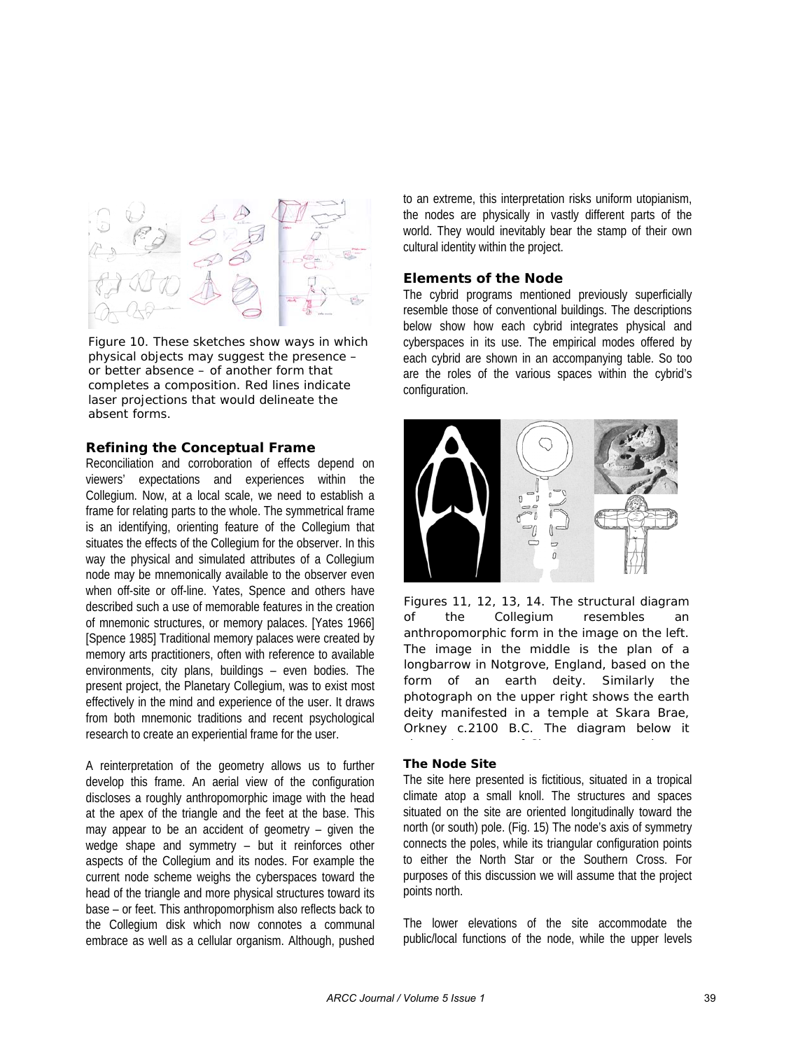Figure 10. These sketches show ways in which physical objects may suggest the presence – or better absence – of another form that completes a composition. Red lines indicate laser projections that would delineate the absent forms.

### Refining the Conceptual Frame

Reconciliation and corroboration of effects depend on viewers' expectations and experiences within the Collegium. Now, at a local scale, we need to establish a frame for relating parts to the whole. The symmetrical frame is an identifying, orienting feature of the Collegium that situates the effects of the Collegium for the observer. In this way the physical and simulated attributes of a Collegium node may be mnemonically available to the observer even when off-site or off-line. Yates, Spence and others have described such a use of memorable features in the creation of mnemonic structures, or memory palaces. [Yates 1966] [Spence 1985] Traditional memory palaces were created by memory arts practitioners, often with reference to available environments, city plans, buildings – even bodies. The present project, the Planetary Collegium, was to exist most effectively in the mind and experience of the user. It draws from both mnemonic traditions and recent psychological research to create an experiential frame for the user.

A reinterpretation of the geometry allows us to further develop this frame. An aerial view of the configuration discloses a roughly anthropomorphic image with the head at the apex of the triangle and the feet at the base. This may appear to be an accident of geometry – given the wedge shape and symmetry – but it reinforces other aspects of the Collegium and its nodes. For example the current node scheme weighs the cyberspaces toward the head of the triangle and more physical structures toward its base – or feet. This anthropomorphism also reflects back to the Collegium disk which now connotes a communal embrace as well as a cellular organism. Although, pushed to an extreme, this interpretation risks uniform utopianism, the nodes are physically in vastly different parts of the world. They would inevitably bear the stamp of their own cultural identity within the project.

### Elements of the Node

The cybrid programs mentioned previously superficially resemble those of conventional buildings. The descriptions below show how each cybrid integrates physical and cyberspaces in its use. The empirical modes offered by each cybrid are shown in an accompanying table. So too are the roles of the various spaces within the cybrid's configuration.

Figures 11, 12, 13, 14. The structural diagram of the Collegium resembles an anthropomorphic form in the image on the left. The image in the middle is the plan of a longbarrow in Notgrove, England, based on the form of an earth deity. Similarly the photograph on the upper right shows the earth deity manifested in a temple at Skara Brae, Orkney c.2100 B.C. The diagram below it

#### The Node Site

The site here presented is fictitious, situated in a tropical climate atop a small knoll. The structures and spaces situated on the site are oriented longitudinally toward the north (or south) pole. (Fig. 15) The node's axis of symmetry connects the poles, while its triangular configuration points to either the North Star or the Southern Cross. For purposes of this discussion we will assume that the project points north.

The lower elevations of the site accommodate the public/local functions of the node, while the upper levels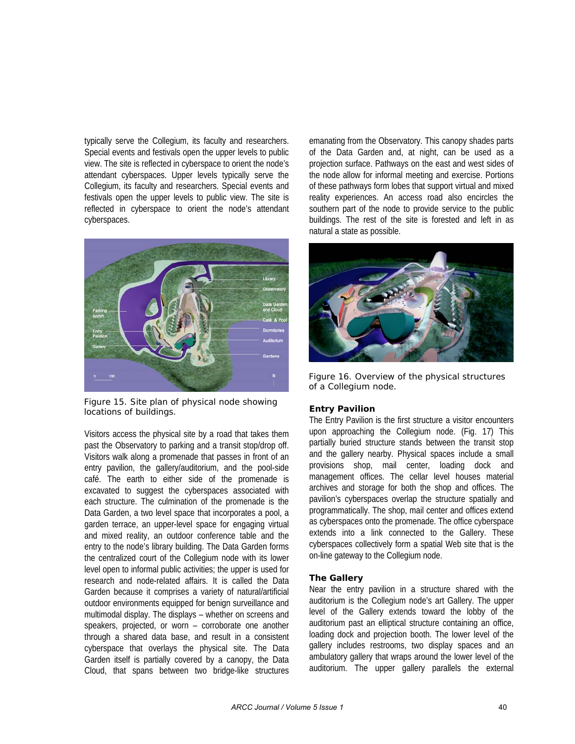typically serve the Collegium, its faculty and researchers. Special events and festivals open the upper levels to public view. The site is reflected in cyberspace to orient the node's attendant cyberspaces. Upper levels typically serve the Collegium, its faculty and researchers. Special events and festivals open the upper levels to public view. The site is reflected in cyberspace to orient the node's attendant cyberspaces.

Figure 15. Site plan of physical node showing locations of buildings.

Visitors access the physical site by a road that takes them past the Observatory to parking and a transit stop/drop off. Visitors walk along a promenade that passes in front of an entry pavilion, the gallery/auditorium, and the pool-side café. The earth to either side of the promenade is excavated to suggest the cyberspaces associated with each structure. The culmination of the promenade is the Data Garden, a two level space that incorporates a pool, a garden terrace, an upper-level space for engaging virtual and mixed reality, an outdoor conference table and the entry to the node's library building. The Data Garden forms the centralized court of the Collegium node with its lower level open to informal public activities; the upper is used for research and node-related affairs. It is called the Data Garden because it comprises a variety of natural/artificial outdoor environments equipped for benign surveillance and multimodal display. The displays – whether on screens and speakers, projected, or worn – corroborate one another through a shared data base, and result in a consistent cyberspace that overlays the physical site. The Data Garden itself is partially covered by a canopy, the Data Cloud, that spans between two bridge-like structures emanating from the Observatory. This canopy shades parts of the Data Garden and, at night, can be used as a projection surface. Pathways on the east and west sides of the node allow for informal meeting and exercise. Portions of these pathways form lobes that support virtual and mixed reality experiences. An access road also encircles the southern part of the node to provide service to the public buildings. The rest of the site is forested and left in as natural a state as possible.

Figure 16. Overview of the physical structures of a Collegium node.

#### Entry Pavilion

The Entry Pavilion is the first structure a visitor encounters upon approaching the Collegium node. (Fig. 17) This partially buried structure stands between the transit stop and the gallery nearby. Physical spaces include a small provisions shop, mail center, loading dock and management offices. The cellar level houses material archives and storage for both the shop and offices. The pavilion's cyberspaces overlap the structure spatially and programmatically. The shop, mail center and offices extend as cyberspaces onto the promenade. The office cyberspace extends into a link connected to the Gallery. These cyberspaces collectively form a spatial Web site that is the on-line gateway to the Collegium node.

#### The Gallery

Near the entry pavilion in a structure shared with the auditorium is the Collegium node's art Gallery. The upper level of the Gallery extends toward the lobby of the auditorium past an elliptical structure containing an office, loading dock and projection booth. The lower level of the gallery includes restrooms, two display spaces and an ambulatory gallery that wraps around the lower level of the auditorium. The upper gallery parallels the external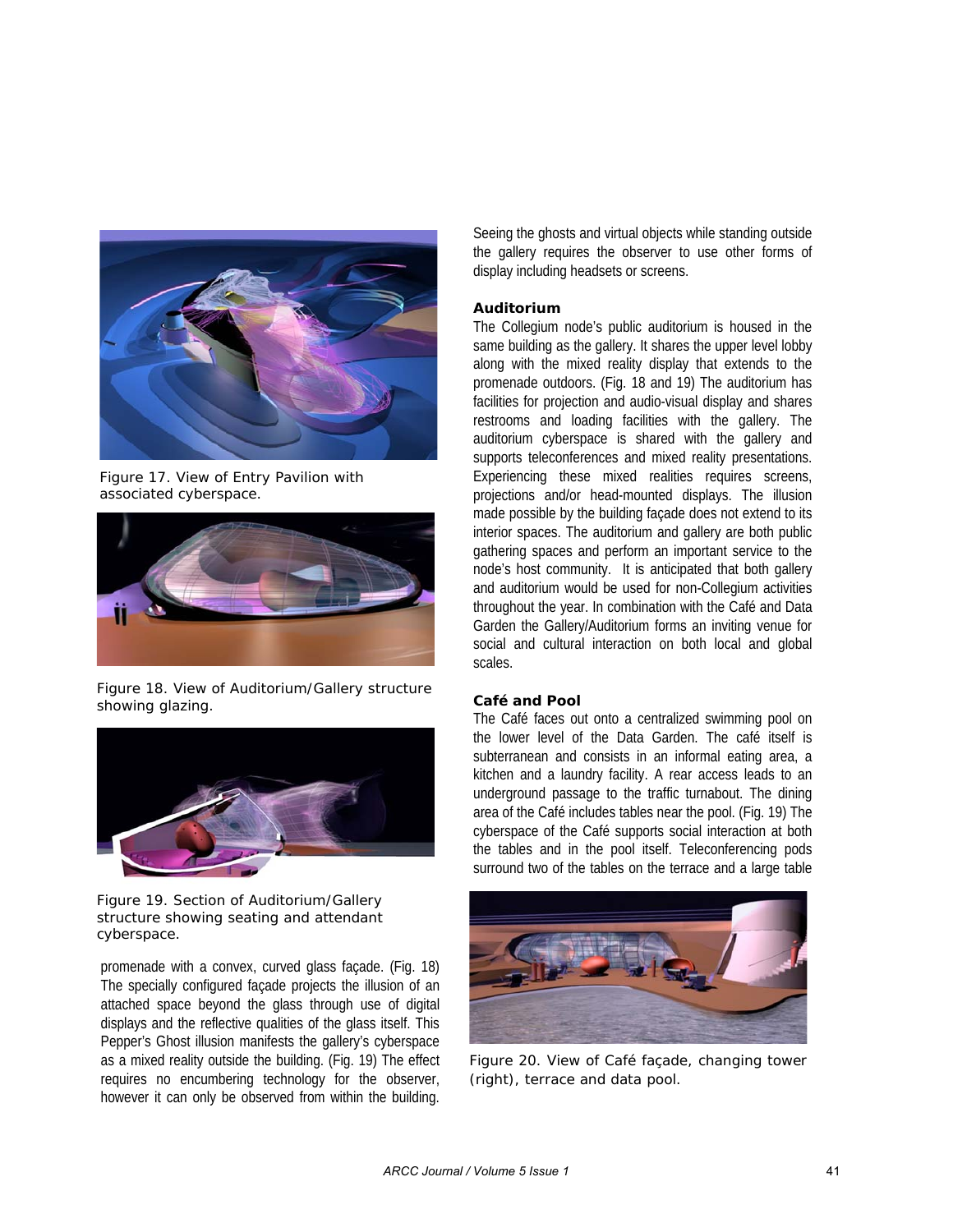Figure 17. View of Entry Pavilion with associated cyberspace.

Figure 18. View of Auditorium/Gallery structure showing glazing.

Figure 19. Section of Auditorium/Gallery structure showing seating and attendant cyberspace.

promenade with a convex, curved glass façade. (Fig. 18) The specially configured façade projects the illusion of an attached space beyond the glass through use of digital displays and the reflective qualities of the glass itself. This Pepper's Ghost illusion manifests the gallery's cyberspace as a mixed reality outside the building. (Fig. 19) The effect requires no encumbering technology for the observer, however it can only be observed from within the building. Seeing the ghosts and virtual objects while standing outside the gallery requires the observer to use other forms of display including headsets or screens.

**Auditorium**

The Collegium node's public auditorium is housed in the same building as the gallery. It shares the upper level lobby along with the mixed reality display that extends to the promenade outdoors. (Fig. 18 and 19) The auditorium has facilities for projection and audio-visual display and shares restrooms and loading facilities with the gallery. The auditorium cyberspace is shared with the gallery and supports teleconferences and mixed reality presentations. Experiencing these mixed realities requires screens, projections and/or head-mounted displays. The illusion made possible by the building façade does not extend to its interior spaces. The auditorium and gallery are both public gathering spaces and perform an important service to the node's host community. It is anticipated that both gallery and auditorium would be used for non-Collegium activities throughout the year. In combination with the Café and Data Garden the Gallery/Auditorium forms an inviting venue for social and cultural interaction on both local and global scales.

**Café and Pool**

The Café faces out onto a centralized swimming pool on the lower level of the Data Garden. The café itself is subterranean and consists in an informal eating area, a kitchen and a laundry facility. A rear access leads to an underground passage to the traffic turnabout. The dining area of the Café includes tables near the pool. (Fig. 19) The cyberspace of the Café supports social interaction at both the tables and in the pool itself. Teleconferencing pods surround two of the tables on the terrace and a large table

Figure 20. View of Café façade, changing tower (right), terrace and data pool.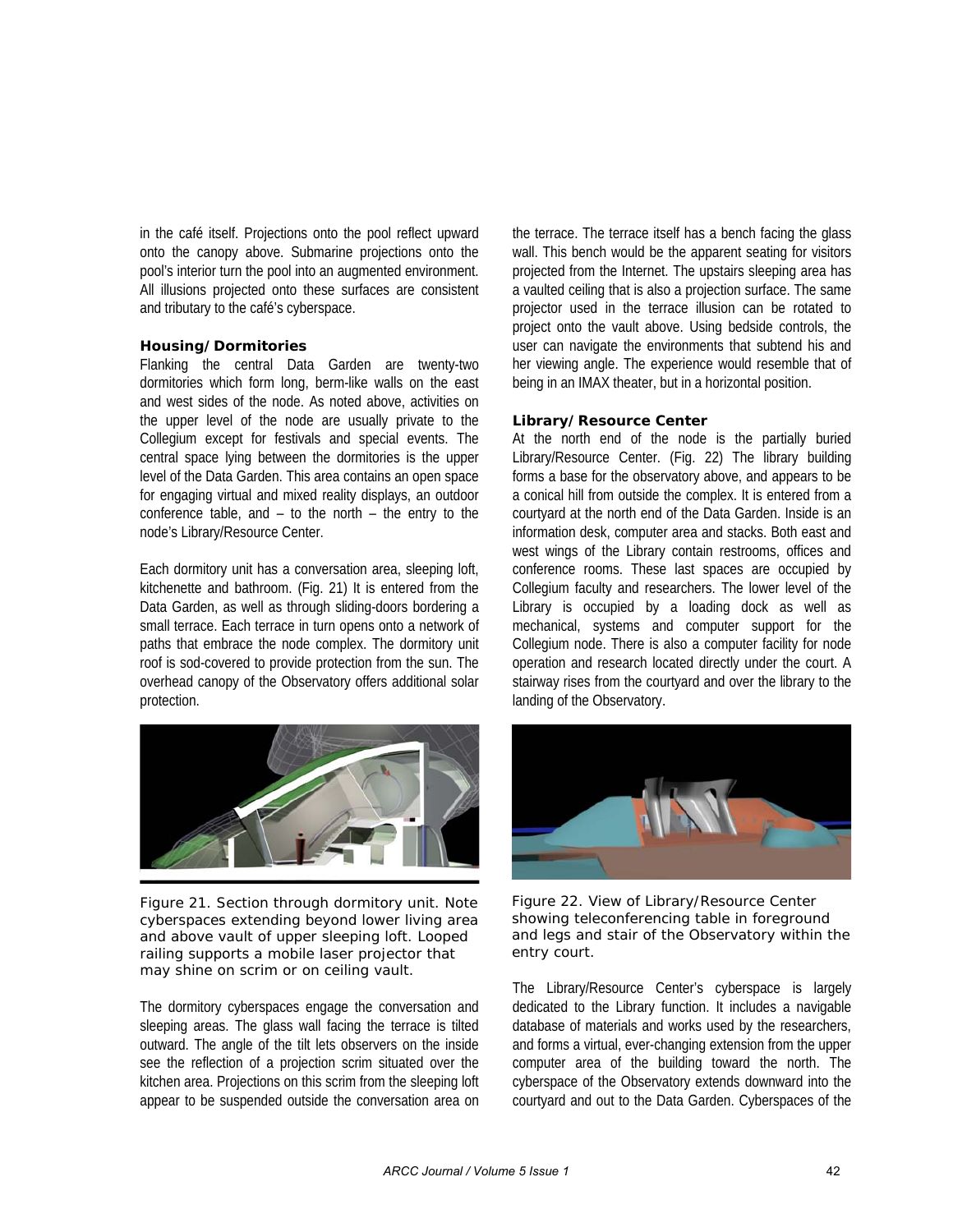in the café itself. Projections onto the pool reflect upward onto the canopy above. Submarine projections onto the pool's interior turn the pool into an augmented environment. All illusions projected onto these surfaces are consistent and tributary to the café's cyberspace.

**Housing/Dormitories**

Flanking the central Data Garden are twenty-two dormitories which form long, berm-like walls on the east and west sides of the node. As noted above, activities on the upper level of the node are usually private to the Collegium except for festivals and special events. The central space lying between the dormitories is the upper level of the Data Garden. This area contains an open space for engaging virtual and mixed reality displays, an outdoor conference table, and – to the north – the entry to the node's Library/Resource Center.

Each dormitory unit has a conversation area, sleeping loft, kitchenette and bathroom. (Fig. 21) It is entered from the Data Garden, as well as through sliding-doors bordering a small terrace. Each terrace in turn opens onto a network of paths that embrace the node complex. The dormitory unit roof is sod-covered to provide protection from the sun. The overhead canopy of the Observatory offers additional solar protection.

Figure 21. Section through dormitory unit. Note cyberspaces extending beyond lower living area and above vault of upper sleeping loft. Looped railing supports a mobile laser projector that may shine on scrim or on ceiling vault.

The dormitory cyberspaces engage the conversation and sleeping areas. The glass wall facing the terrace is tilted outward. The angle of the tilt lets observers on the inside see the reflection of a projection scrim situated over the kitchen area. Projections on this scrim from the sleeping loft appear to be suspended outside the conversation area on the terrace. The terrace itself has a bench facing the glass wall. This bench would be the apparent seating for visitors projected from the Internet. The upstairs sleeping area has a vaulted ceiling that is also a projection surface. The same projector used in the terrace illusion can be rotated to project onto the vault above. Using bedside controls, the user can navigate the environments that subtend his and her viewing angle. The experience would resemble that of being in an IMAX theater, but in a horizontal position.

**Library/Resource Center**

At the north end of the node is the partially buried Library/Resource Center. (Fig. 22) The library building forms a base for the observatory above, and appears to be a conical hill from outside the complex. It is entered from a courtyard at the north end of the Data Garden. Inside is an information desk, computer area and stacks. Both east and west wings of the Library contain restrooms, offices and conference rooms. These last spaces are occupied by Collegium faculty and researchers. The lower level of the Library is occupied by a loading dock as well as mechanical, systems and computer support for the Collegium node. There is also a computer facility for node operation and research located directly under the court. A stairway rises from the courtyard and over the library to the landing of the Observatory.

Figure 22. View of Library/Resource Center showing teleconferencing table in foreground and legs and stair of the Observatory within the entry court.

The Library/Resource Center's cyberspace is largely dedicated to the Library function. It includes a navigable database of materials and works used by the researchers, and forms a virtual, ever-changing extension from the upper computer area of the building toward the north. The cyberspace of the Observatory extends downward into the courtyard and out to the Data Garden. Cyberspaces of the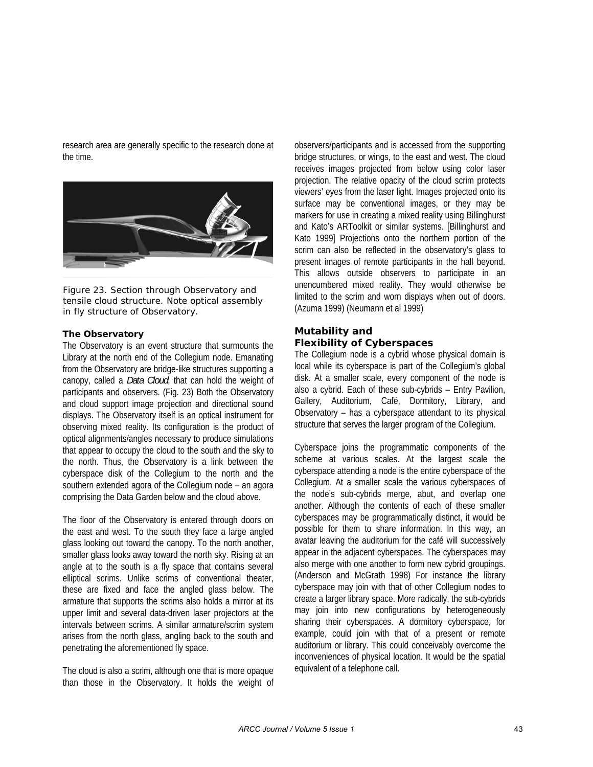research area are generally specific to the research done at the time.

Figure 23. Section through Observatory and tensile cloud structure. Note optical assembly in fly structure of Observatory.

### The Observatory

The Observatory is an event structure that surmounts the Library at the north end of the Collegium node. Emanating from the Observatory are bridge-like structures supporting a canopy, called a *Data Cloud*, that can hold the weight of participants and observers. (Fig. 23) Both the Observatory and cloud support image projection and directional sound displays. The Observatory itself is an optical instrument for observing mixed reality. Its configuration is the product of optical alignments/angles necessary to produce simulations that appear to occupy the cloud to the south and the sky to the north. Thus, the Observatory is a link between the cyberspace disk of the Collegium to the north and the southern extended agora of the Collegium node – an agora comprising the Data Garden below and the cloud above.

The floor of the Observatory is entered through doors on the east and west. To the south they face a large angled glass looking out toward the canopy. To the north another, smaller glass looks away toward the north sky. Rising at an angle at to the south is a fly space that contains several elliptical scrims. Unlike scrims of conventional theater, these are fixed and face the angled glass below. The armature that supports the scrims also holds a mirror at its upper limit and several data-driven laser projectors at the intervals between scrims. A similar armature/scrim system arises from the north glass, angling back to the south and penetrating the aforementioned fly space.

The cloud is also a scrim, although one that is more opaque than those in the Observatory. It holds the weight of observers/participants and is accessed from the supporting bridge structures, or wings, to the east and west. The cloud receives images projected from below using color laser projection. The relative opacity of the cloud scrim protects viewers' eyes from the laser light. Images projected onto its surface may be conventional images, or they may be markers for use in creating a mixed reality using Billinghurst and Kato's ARToolkit or similar systems. [Billinghurst and Kato 1999] Projections onto the northern portion of the scrim can also be reflected in the observatory's glass to present images of remote participants in the hall beyond. This allows outside observers to participate in an unencumbered mixed reality. They would otherwise be limited to the scrim and worn displays when out of doors. (Azuma 1999) (Neumann et al 1999)

### Mutability and Flexibility of Cyberspaces

The Collegium node is a cybrid whose physical domain is local while its cyberspace is part of the Collegium's global disk. At a smaller scale, every component of the node is also a cybrid. Each of these sub-cybrids – Entry Pavilion, Gallery, Auditorium, Café, Dormitory, Library, and Observatory – has a cyberspace attendant to its physical structure that serves the larger program of the Collegium.

Cyberspace joins the programmatic components of the scheme at various scales. At the largest scale the cyberspace attending a node is the entire cyberspace of the Collegium. At a smaller scale the various cyberspaces of the node's sub-cybrids merge, abut, and overlap one another. Although the contents of each of these smaller cyberspaces may be programmatically distinct, it would be possible for them to share information. In this way, an avatar leaving the auditorium for the café will successively appear in the adjacent cyberspaces. The cyberspaces may also merge with one another to form new cybrid groupings. (Anderson and McGrath 1998) For instance the library cyberspace may join with that of other Collegium nodes to create a larger library space. More radically, the sub-cybrids may join into new configurations by heterogeneously sharing their cyberspaces. A dormitory cyberspace, for example, could join with that of a present or remote auditorium or library. This could conceivably overcome the inconveniences of physical location. It would be the spatial equivalent of a telephone call.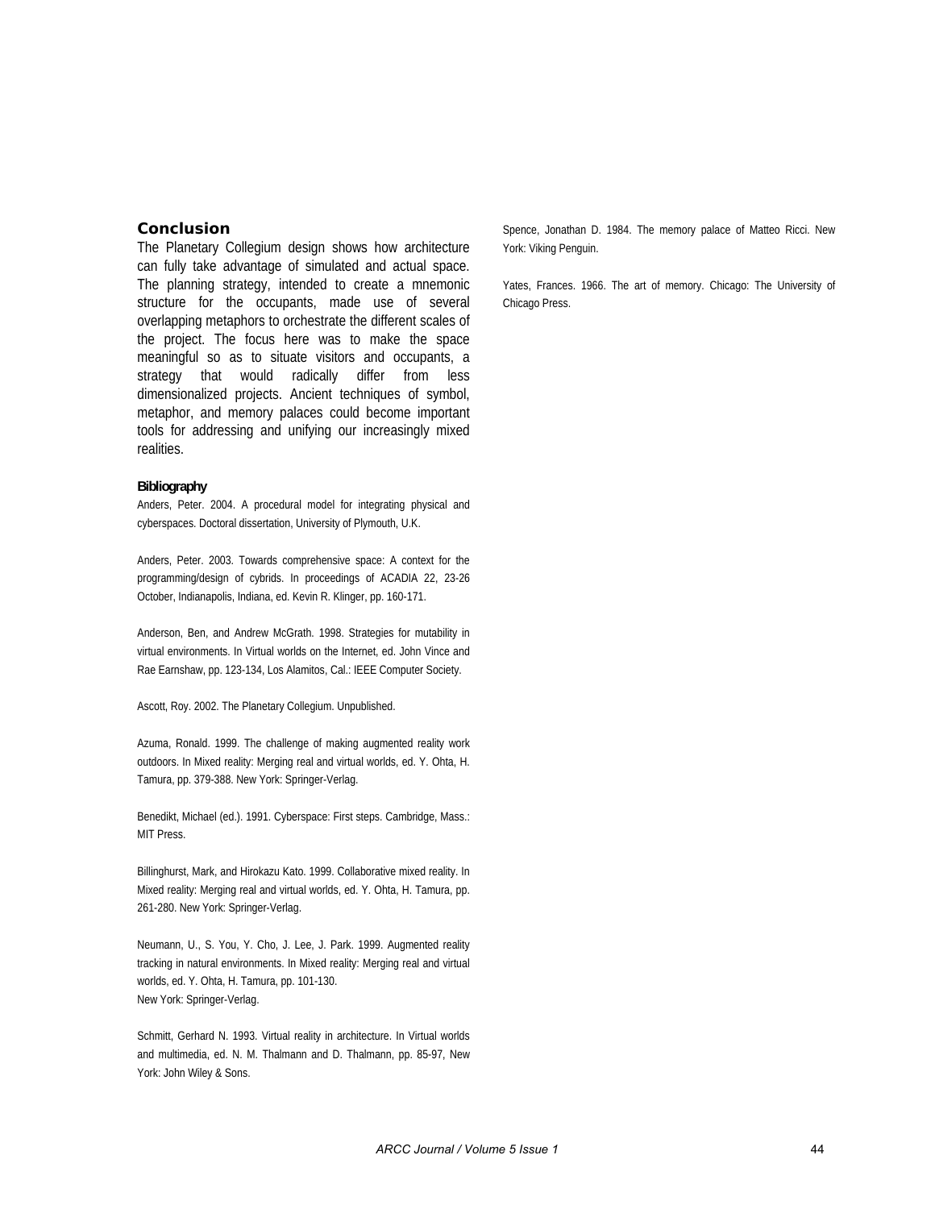## Conclusion

The Planetary Collegium design shows how architecture can fully take advantage of simulated and actual space. The planning strategy, intended to create a mnemonic structure for the occupants, made use of several overlapping metaphors to orchestrate the different scales of the project. The focus here was to make the space meaningful so as to situate visitors and occupants, a strategy that would radically differ from less dimensionalized projects. Ancient techniques of symbol, metaphor, and memory palaces could become important tools for addressing and unifying our increasingly mixed realities.

### Bibliography

Anders, Peter. 2004. A procedural model for integrating physical and cyberspaces. Doctoral dissertation, University of Plymouth, U.K.

Anders, Peter. 2003. Towards comprehensive space: A context for the programming/design of cybrids. In proceedings of ACADIA 22, 23-26 October, Indianapolis, Indiana, ed. Kevin R. Klinger, pp. 160-171.

Anderson, Ben, and Andrew McGrath. 1998. Strategies for mutability in virtual environments. In Virtual worlds on the Internet, ed. John Vince and Rae Earnshaw, pp. 123-134, Los Alamitos, Cal.: IEEE Computer Society.

Ascott, Roy. 2002. The Planetary Collegium. Unpublished.

Azuma, Ronald. 1999. The challenge of making augmented reality work outdoors. In Mixed reality: Merging real and virtual worlds, ed. Y. Ohta, H. Tamura, pp. 379-388. New York: Springer-Verlag.

Benedikt, Michael (ed.). 1991. Cyberspace: First steps. Cambridge, Mass.: MIT Press.

Billinghurst, Mark, and Hirokazu Kato. 1999. Collaborative mixed reality. In Mixed reality: Merging real and virtual worlds, ed. Y. Ohta, H. Tamura, pp. 261-280. New York: Springer-Verlag.

Neumann, U., S. You, Y. Cho, J. Lee, J. Park. 1999. Augmented reality tracking in natural environments. In Mixed reality: Merging real and virtual worlds, ed. Y. Ohta, H. Tamura, pp. 101-130. New York: Springer-Verlag.

Schmitt, Gerhard N. 1993. Virtual reality in architecture. In Virtual worlds and multimedia, ed. N. M. Thalmann and D. Thalmann, pp. 85-97, New York: John Wiley & Sons.

Spence, Jonathan D. 1984. The memory palace of Matteo Ricci. New York: Viking Penguin.

Yates, Frances. 1966. The art of memory. Chicago: The University of Chicago Press.